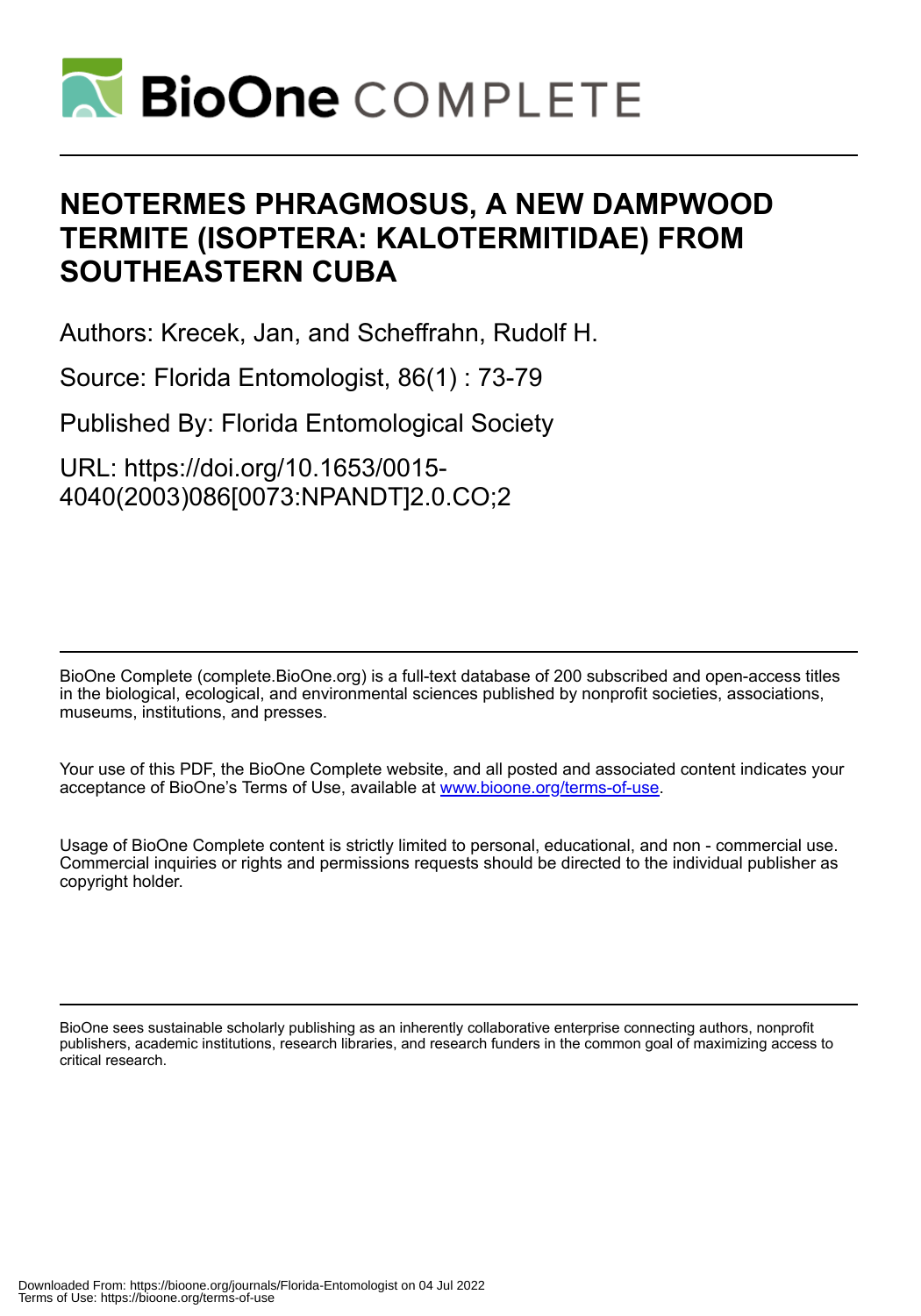# NEOTERMES PHRAGMOSUS, A NEW DAMPWOOD TERMITE (ISOPTERA: KALOTERMITIDAE) FROM SOUTHEASTERN CUBA

Authors: Krecek, Jan, and Scheffrahn, Rudolf H.

Source: Florida Entomologist, 86(1) : 73-79

Published By: Florida Entomological Society

URL: https://doi.org/10.1653/0015-4040(2003)086[0073:NPANDT]2.0.CO;2

BioOne Complete (complete.BioOne.org) is a full-text database of 200 subscribed and open-access titles in the biological, ecological, and environmental sciences published by nonprofit societies, associations, museums, institutions, and presses.

Your use of this PDF, the BioOne Complete website, and all posted and associated content indicates your acceptance of BioOne's Terms of Use, available at www.bioone.org/terms-of-use.

Usage of BioOne Complete content is strictly limited to personal, educational, and non - commercial use. Commercial inquiries or rights and permissions requests should be directed to the individual publisher as copyright holder.

BioOne sees sustainable scholarly publishing as an inherently collaborative enterprise connecting authors, nonprofit publishers, academic institutions, research libraries, and research funders in the common goal of maximizing access to critical research.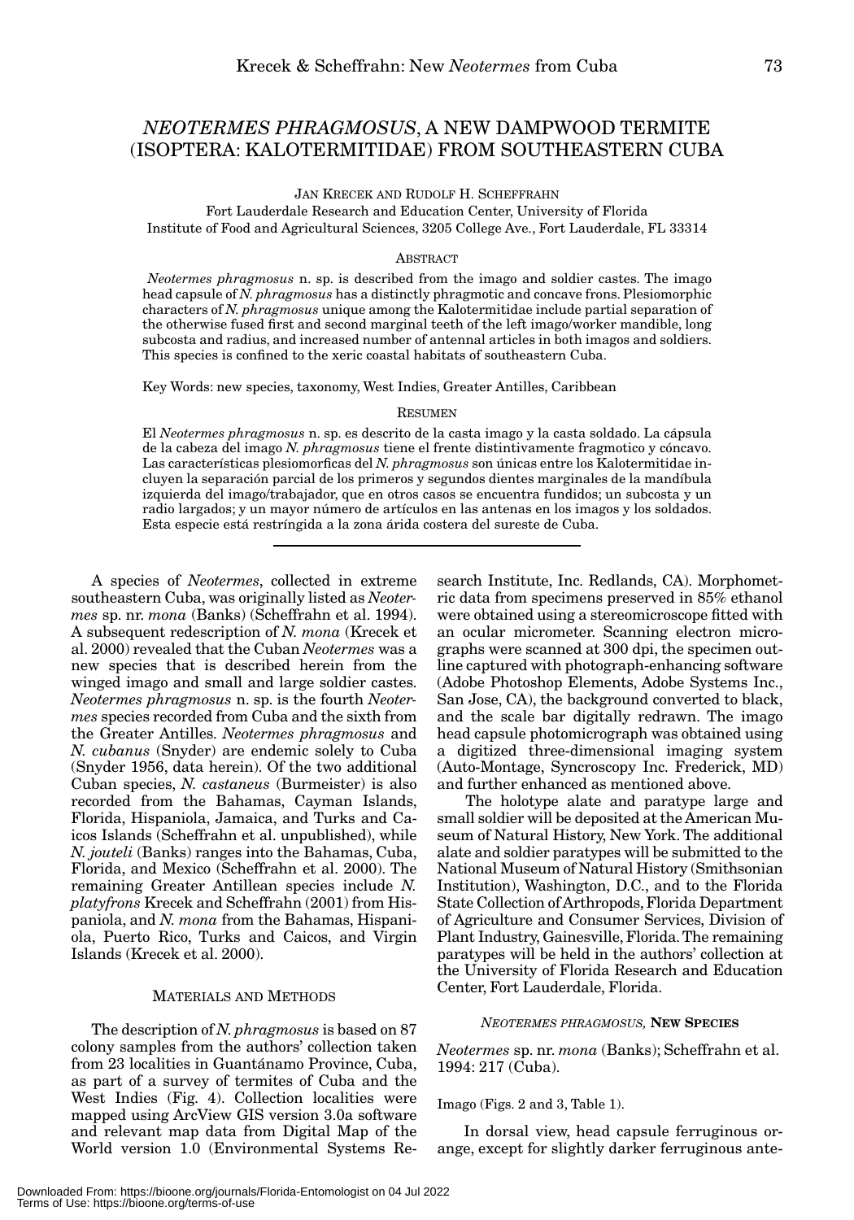# *NEOTERMES PHRAGMOSUS*, A NEW DAMPWOOD TERMITE (ISOPTERA: KALOTERMITIDAE) FROM SOUTHEASTERN CUBA

JAN KRECEK AND RUDOLF H. SCHEFFRAHN

Fort Lauderdale Research and Education Center, University of Florida
Institute of Food and Agricultural Sciences, 3205 College Ave., Fort Lauderdale, FL 33314

## ABSTRACT

*Neotermes phragmosus* n. sp. is described from the imago and soldier castes. The imago head capsule of *N. phragmosus* has a distinctly phragmotic and concave frons. Plesiomorphic characters of *N. phragmosus* unique among the Kalotermitidae include partial separation of the otherwise fused first and second marginal teeth of the left imago/worker mandible, long subcosta and radius, and increased number of antennal articles in both imagos and soldiers. This species is confined to the xeric coastal habitats of southeastern Cuba.

Key Words: new species, taxonomy, West Indies, Greater Antilles, Caribbean

## RESUMEN

El *Neotermes phragmosus* n. sp. es descrito de la casta imago y la casta soldado. La cápsula de la cabeza del imago *N. phragmosus* tiene el frente distintivamente fragmotico y cóncavo. Las características plesiomorficas del *N. phragmosus* son únicas entre los Kalotermitidae incluyen la separación parcial de los primeros y segundos dientes marginales de la mandíbula izquierda del imago/trabajador, que en otros casos se encuentra fundidos; un subcosta y un radio largados; y un mayor número de artículos en las antenas en los imagos y los soldados. Esta especie está restríngida a la zona árida costera del sureste de Cuba.

---

A species of *Neotermes*, collected in extreme southeastern Cuba, was originally listed as *Neotermes* sp. nr. *mona* (Banks) (Scheffrahn et al. 1994). A subsequent redescription of *N. mona* (Krecek et al. 2000) revealed that the Cuban *Neotermes* was a new species that is described herein from the winged imago and small and large soldier castes. *Neotermes phragmosus* n. sp. is the fourth *Neotermes* species recorded from Cuba and the sixth from the Greater Antilles. *Neotermes phragmosus* and *N. cubanus* (Snyder) are endemic solely to Cuba (Snyder 1956, data herein). Of the two additional Cuban species, *N. castaneus* (Burmeister) is also recorded from the Bahamas, Cayman Islands, Florida, Hispaniola, Jamaica, and Turks and Caicos Islands (Scheffrahn et al. unpublished), while *N. jouteli* (Banks) ranges into the Bahamas, Cuba, Florida, and Mexico (Scheffrahn et al. 2000). The remaining Greater Antillean species include *N. platyfrons* Krecek and Scheffrahn (2001) from Hispaniola, and *N. mona* from the Bahamas, Hispaniola, Puerto Rico, Turks and Caicos, and Virgin Islands (Krecek et al. 2000).

## MATERIALS AND METHODS

The description of *N. phragmosus* is based on 87 colony samples from the authors' collection taken from 23 localities in Guantánamo Province, Cuba, as part of a survey of termites of Cuba and the West Indies (Fig. 4). Collection localities were mapped using ArcView GIS version 3.0a software and relevant map data from Digital Map of the World version 1.0 (Environmental Systems Research Institute, Inc. Redlands, CA). Morphometric data from specimens preserved in 85% ethanol were obtained using a stereomicroscope fitted with an ocular micrometer. Scanning electron micrographs were scanned at 300 dpi, the specimen outline captured with photograph-enhancing software (Adobe Photoshop Elements, Adobe Systems Inc., San Jose, CA), the background converted to black, and the scale bar digitally redrawn. The imago head capsule photomicrograph was obtained using a digitized three-dimensional imaging system (Auto-Montage, Syncroscopy Inc. Frederick, MD) and further enhanced as mentioned above.

The holotype alate and paratype large and small soldier will be deposited at the American Museum of Natural History, New York. The additional alate and soldier paratypes will be submitted to the National Museum of Natural History (Smithsonian Institution), Washington, D.C., and to the Florida State Collection of Arthropods, Florida Department of Agriculture and Consumer Services, Division of Plant Industry, Gainesville, Florida. The remaining paratypes will be held in the authors' collection at the University of Florida Research and Education Center, Fort Lauderdale, Florida.

### *NEOTERMES PHRAGMOSUS,* NEW SPECIES

*Neotermes* sp. nr. *mona* (Banks); Scheffrahn et al. 1994: 217 (Cuba).

Imago (Figs. 2 and 3, Table 1).

In dorsal view, head capsule ferruginous orange, except for slightly darker ferruginous ante-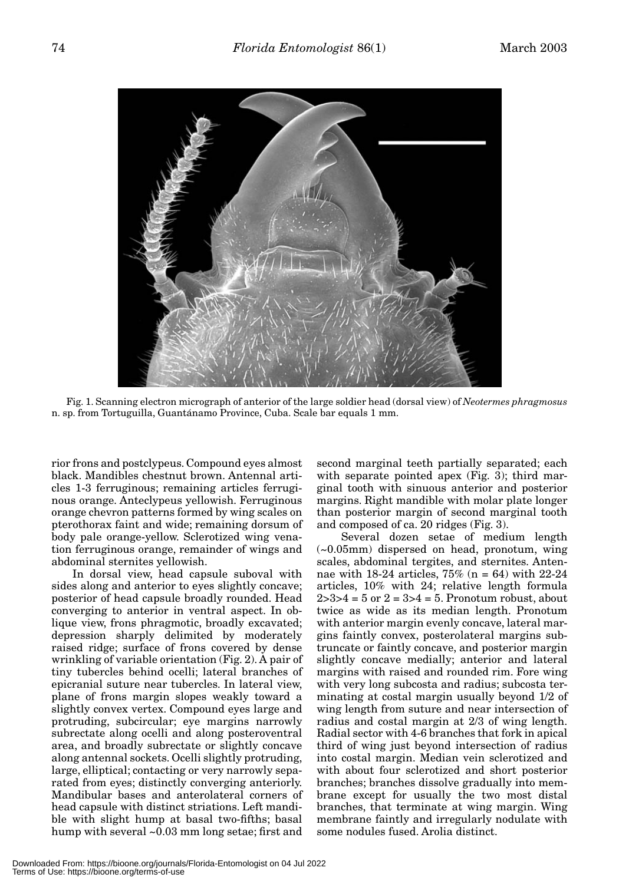Fig. 1. Scanning electron micrograph of anterior of the large soldier head (dorsal view) of *Neotermes phragmosus* n. sp. from Tortuguilla, Guantánamo Province, Cuba. Scale bar equals 1 mm.

rior frons and postclypeus. Compound eyes almost black. Mandibles chestnut brown. Antennal articles 1-3 ferruginous; remaining articles ferruginous orange. Anteclypeus yellowish. Ferruginous orange chevron patterns formed by wing scales on pterothorax faint and wide; remaining dorsum of body pale orange-yellow. Sclerotized wing venation ferruginous orange, remainder of wings and abdominal sternites yellowish.

In dorsal view, head capsule suboval with sides along and anterior to eyes slightly concave; posterior of head capsule broadly rounded. Head converging to anterior in ventral aspect. In oblique view, frons phragmotic, broadly excavated; depression sharply delimited by moderately raised ridge; surface of frons covered by dense wrinkling of variable orientation (Fig. 2). A pair of tiny tubercles behind ocelli; lateral branches of epicranial suture near tubercles. In lateral view, plane of frons margin slopes weakly toward a slightly convex vertex. Compound eyes large and protruding, subcircular; eye margins narrowly subrectate along ocelli and along posteroventral area, and broadly subrectate or slightly concave along antennal sockets. Ocelli slightly protruding, large, elliptical; contacting or very narrowly separated from eyes; distinctly converging anteriorly. Mandibular bases and anterolateral corners of head capsule with distinct striations. Left mandible with slight hump at basal two-fifths; basal hump with several ~0.03 mm long setae; first and second marginal teeth partially separated; each with separate pointed apex (Fig. 3); third marginal tooth with sinuous anterior and posterior margins. Right mandible with molar plate longer than posterior margin of second marginal tooth and composed of ca. 20 ridges (Fig. 3).

Several dozen setae of medium length (~0.05mm) dispersed on head, pronotum, wing scales, abdominal tergites, and sternites. Antennae with 18-24 articles, 75% (n = 64) with 22-24 articles, 10% with 24; relative length formula $2>3>4 = 5$ or $2 = 3>4 = 5$. Pronotum robust, about twice as wide as its median length. Pronotum with anterior margin evenly concave, lateral margins faintly convex, posterolateral margins subtruncate or faintly concave, and posterior margin slightly concave medially; anterior and lateral margins with raised and rounded rim. Fore wing with very long subcosta and radius; subcosta terminating at costal margin usually beyond 1/2 of wing length from suture and near intersection of radius and costal margin at 2/3 of wing length. Radial sector with 4-6 branches that fork in apical third of wing just beyond intersection of radius into costal margin. Median vein sclerotized and with about four sclerotized and short posterior branches; branches dissolve gradually into membrane except for usually the two most distal branches, that terminate at wing margin. Wing membrane faintly and irregularly nodulate with some nodules fused. Arolia distinct.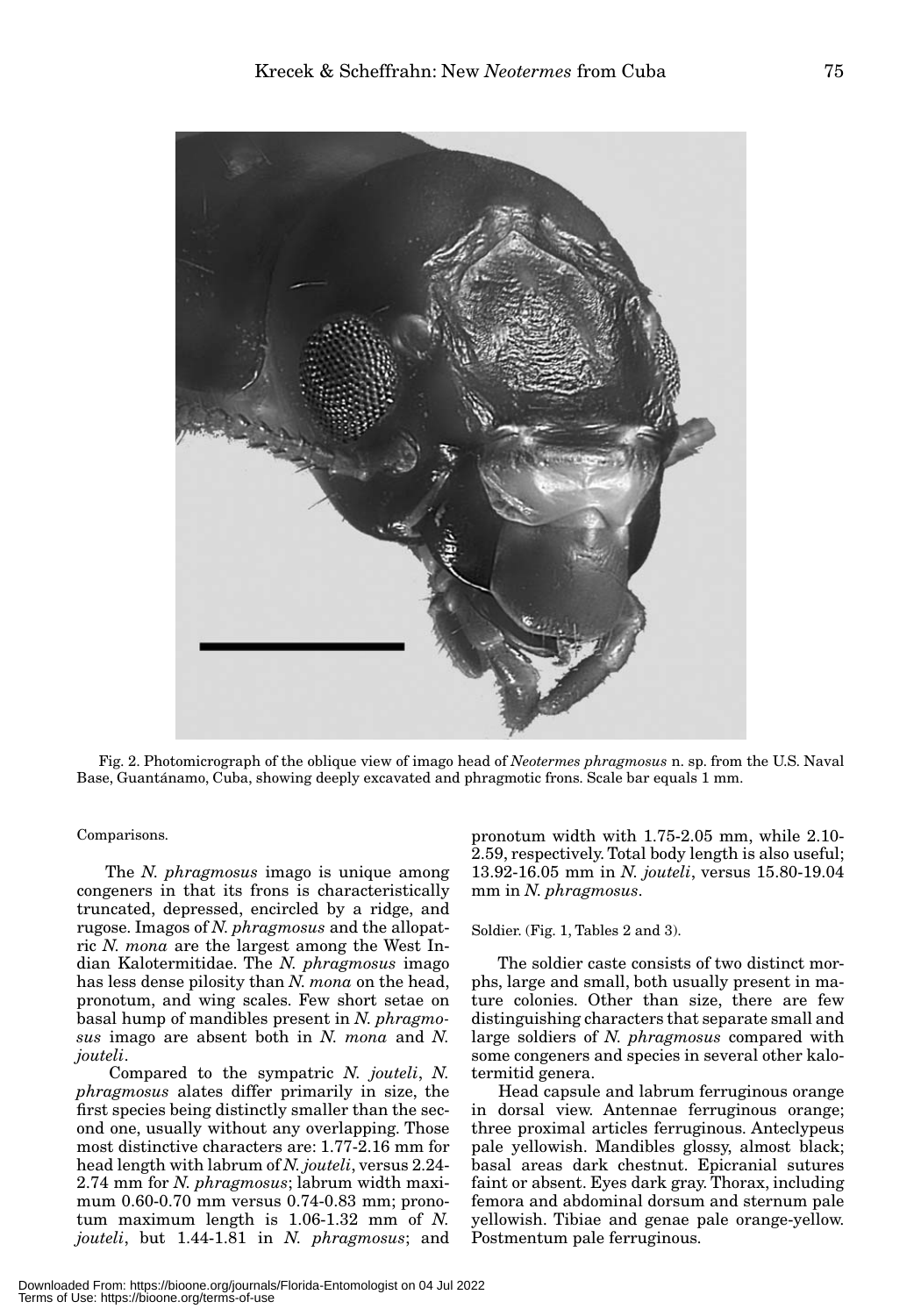Fig. 2. Photomicrograph of the oblique view of imago head of *Neotermes phragmosus* n. sp. from the U.S. Naval Base, Guantánamo, Cuba, showing deeply excavated and phragmotic frons. Scale bar equals 1 mm.

Comparisons.

The *N. phragmosus* imago is unique among congeners in that its frons is characteristically truncated, depressed, encircled by a ridge, and rugose. Imagos of *N. phragmosus* and the allopatric *N. mona* are the largest among the West Indian Kalotermitidae. The *N. phragmosus* imago has less dense pilosity than *N. mona* on the head, pronotum, and wing scales. Few short setae on basal hump of mandibles present in *N. phragmosus* imago are absent both in *N. mona* and *N. jouteli*.

Compared to the sympatric *N. jouteli*, *N. phragmosus* alates differ primarily in size, the first species being distinctly smaller than the second one, usually without any overlapping. Those most distinctive characters are: 1.77-2.16 mm for head length with labrum of *N. jouteli*, versus 2.24-2.74 mm for *N. phragmosus*; labrum width maximum 0.60-0.70 mm versus 0.74-0.83 mm; pronotum maximum length is 1.06-1.32 mm of *N. jouteli*, but 1.44-1.81 in *N. phragmosus*; and pronotum width with 1.75-2.05 mm, while 2.10-2.59, respectively. Total body length is also useful; 13.92-16.05 mm in *N. jouteli*, versus 15.80-19.04 mm in *N. phragmosus*.

Soldier. (Fig. 1, Tables 2 and 3).

The soldier caste consists of two distinct morphs, large and small, both usually present in mature colonies. Other than size, there are few distinguishing characters that separate small and large soldiers of *N. phragmosus* compared with some congeners and species in several other kalotermitid genera.

Head capsule and labrum ferruginous orange in dorsal view. Antennae ferruginous orange; three proximal articles ferruginous. Anteclypeus pale yellowish. Mandibles glossy, almost black; basal areas dark chestnut. Epicranial sutures faint or absent. Eyes dark gray. Thorax, including femora and abdominal dorsum and sternum pale yellowish. Tibiae and genae pale orange-yellow. Postmentum pale ferruginous.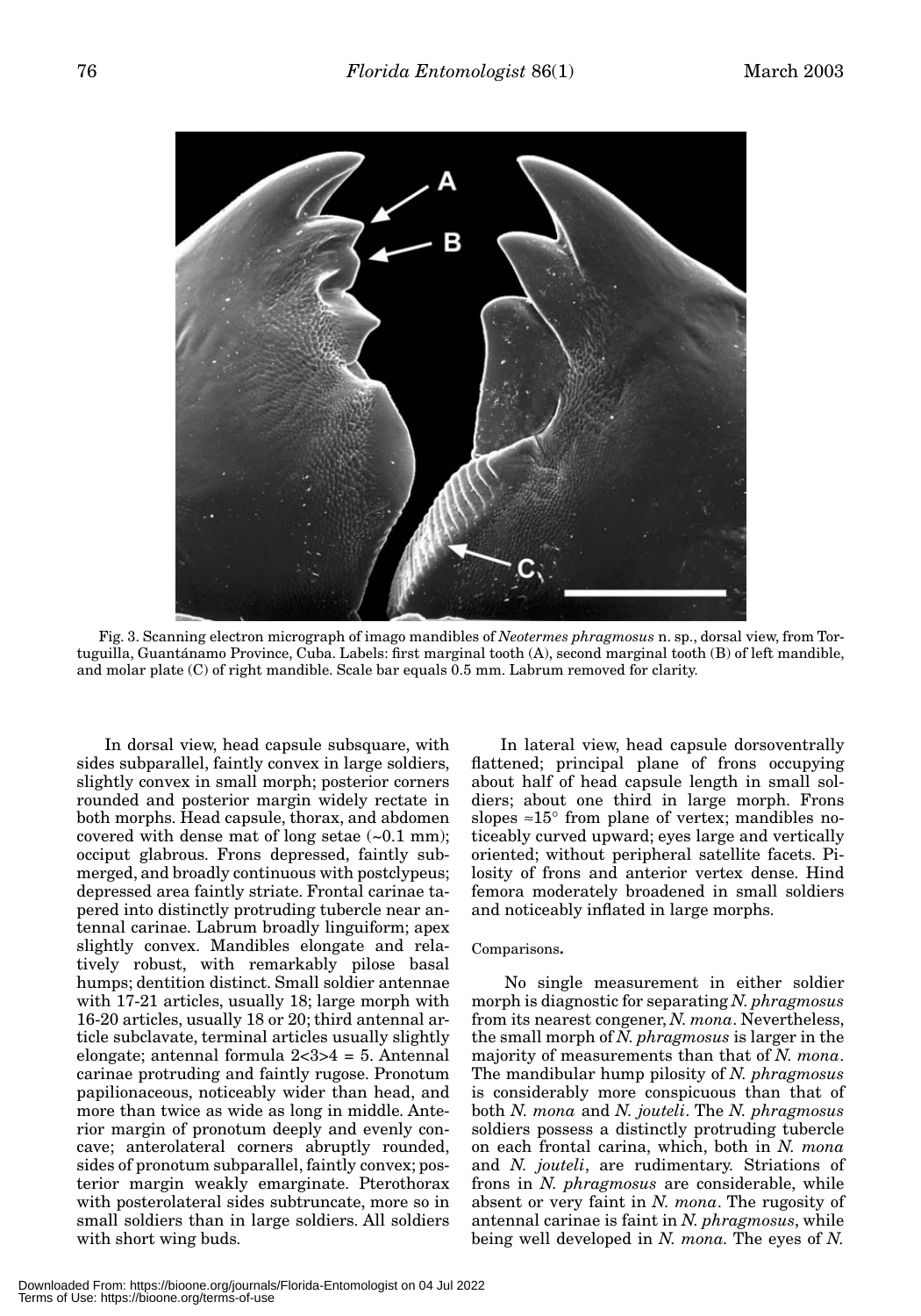Fig. 3. Scanning electron micrograph of imago mandibles of *Neotermes phragmosus* n. sp., dorsal view, from Tortuguilla, Guantánamo Province, Cuba. Labels: first marginal tooth (A), second marginal tooth (B) of left mandible, and molar plate (C) of right mandible. Scale bar equals 0.5 mm. Labrum removed for clarity.

In dorsal view, head capsule subsquare, with sides subparallel, faintly convex in large soldiers, slightly convex in small morph; posterior corners rounded and posterior margin widely rectate in both morphs. Head capsule, thorax, and abdomen covered with dense mat of long setae (~0.1 mm); occiput glabrous. Frons depressed, faintly submerged, and broadly continuous with postclypeus; depressed area faintly striate. Frontal carinae tapered into distinctly protruding tubercle near antennal carinae. Labrum broadly linguiform; apex slightly convex. Mandibles elongate and relatively robust, with remarkably pilose basal humps; dentition distinct. Small soldier antennae with 17-21 articles, usually 18; large morph with 16-20 articles, usually 18 or 20; third antennal article subclavate, terminal articles usually slightly elongate; antennal formula 2<3>4 = 5. Antennal carinae protruding and faintly rugose. Pronotum papilionaceous, noticeably wider than head, and more than twice as wide as long in middle. Anterior margin of pronotum deeply and evenly concave; anterolateral corners abruptly rounded, sides of pronotum subparallel, faintly convex; posterior margin weakly emarginate. Pterothorax with posterolateral sides subtruncate, more so in small soldiers than in large soldiers. All soldiers with short wing buds.

In lateral view, head capsule dorsoventrally flattened; principal plane of frons occupying about half of head capsule length in small soldiers; about one third in large morph. Frons slopes ≈15° from plane of vertex; mandibles noticeably curved upward; eyes large and vertically oriented; without peripheral satellite facets. Pilosity of frons and anterior vertex dense. Hind femora moderately broadened in small soldiers and noticeably inflated in large morphs.

Comparisons.

No single measurement in either soldier morph is diagnostic for separating *N. phragmosus* from its nearest congener, *N. mona*. Nevertheless, the small morph of *N. phragmosus* is larger in the majority of measurements than that of *N. mona*. The mandibular hump pilosity of *N. phragmosus* is considerably more conspicuous than that of both *N. mona* and *N. jouteli*. The *N. phragmosus* soldiers possess a distinctly protruding tubercle on each frontal carina, which, both in *N. mona* and *N. jouteli*, are rudimentary. Striations of frons in *N. phragmosus* are considerable, while absent or very faint in *N. mona*. The rugosity of antennal carinae is faint in *N. phragmosus*, while being well developed in *N. mona*. The eyes of *N.*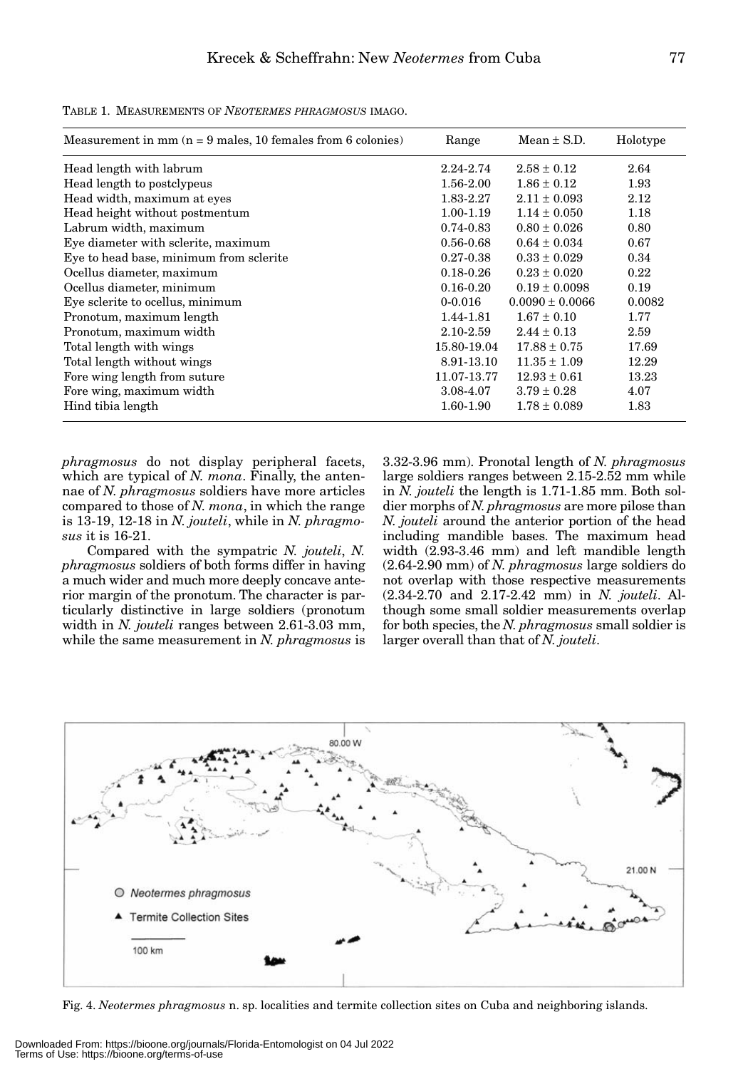TABLE 1. MEASUREMENTS OF *NEOTERMES PHRAGMOSUS* IMAGO.

| Measurement in mm (n = 9 males, 10 females from 6 colonies) | Range | Mean ± S.D. | Holotype |
|---|---|---|---|
| Head length with labrum | 2.24-2.74 | 2.58 ± 0.12 | 2.64 |
| Head length to postclypeus | 1.56-2.00 | 1.86 ± 0.12 | 1.93 |
| Head width, maximum at eyes | 1.83-2.27 | 2.11 ± 0.093 | 2.12 |
| Head height without postmentum | 1.00-1.19 | 1.14 ± 0.050 | 1.18 |
| Labrum width, maximum | 0.74-0.83 | 0.80 ± 0.026 | 0.80 |
| Eye diameter with sclerite, maximum | 0.56-0.68 | 0.64 ± 0.034 | 0.67 |
| Eye to head base, minimum from sclerite | 0.27-0.38 | 0.33 ± 0.029 | 0.34 |
| Ocellus diameter, maximum | 0.18-0.26 | 0.23 ± 0.020 | 0.22 |
| Ocellus diameter, minimum | 0.16-0.20 | 0.19 ± 0.0098 | 0.19 |
| Eye sclerite to ocellus, minimum | 0-0.016 | 0.0090 ± 0.0066 | 0.0082 |
| Pronotum, maximum length | 1.44-1.81 | 1.67 ± 0.10 | 1.77 |
| Pronotum, maximum width | 2.10-2.59 | 2.44 ± 0.13 | 2.59 |
| Total length with wings | 15.80-19.04 | 17.88 ± 0.75 | 17.69 |
| Total length without wings | 8.91-13.10 | 11.35 ± 1.09 | 12.29 |
| Fore wing length from suture | 11.07-13.77 | 12.93 ± 0.61 | 13.23 |
| Fore wing, maximum width | 3.08-4.07 | 3.79 ± 0.28 | 4.07 |
| Hind tibia length | 1.60-1.90 | 1.78 ± 0.089 | 1.83 |

*phragmosus* do not display peripheral facets, which are typical of *N. mona*. Finally, the antennae of *N. phragmosus* soldiers have more articles compared to those of *N. mona*, in which the range is 13-19, 12-18 in *N. jouteli*, while in *N. phragmosus* it is 16-21.

Compared with the sympatric *N. jouteli*, *N. phragmosus* soldiers of both forms differ in having a much wider and much more deeply concave anterior margin of the pronotum. The character is particularly distinctive in large soldiers (pronotum width in *N. jouteli* ranges between 2.61-3.03 mm, while the same measurement in *N. phragmosus* is 3.32-3.96 mm). Pronotal length of *N. phragmosus* large soldiers ranges between 2.15-2.52 mm while in *N. jouteli* the length is 1.71-1.85 mm. Both soldier morphs of *N. phragmosus* are more pilose than *N. jouteli* around the anterior portion of the head including mandible bases. The maximum head width (2.93-3.46 mm) and left mandible length (2.64-2.90 mm) of *N. phragmosus* large soldiers do not overlap with those respective measurements (2.34-2.70 and 2.17-2.42 mm) in *N. jouteli*. Although some small soldier measurements overlap for both species, the *N. phragmosus* small soldier is larger overall than that of *N. jouteli*.

Fig. 4. *Neotermes phragmosus* n. sp. localities and termite collection sites on Cuba and neighboring islands.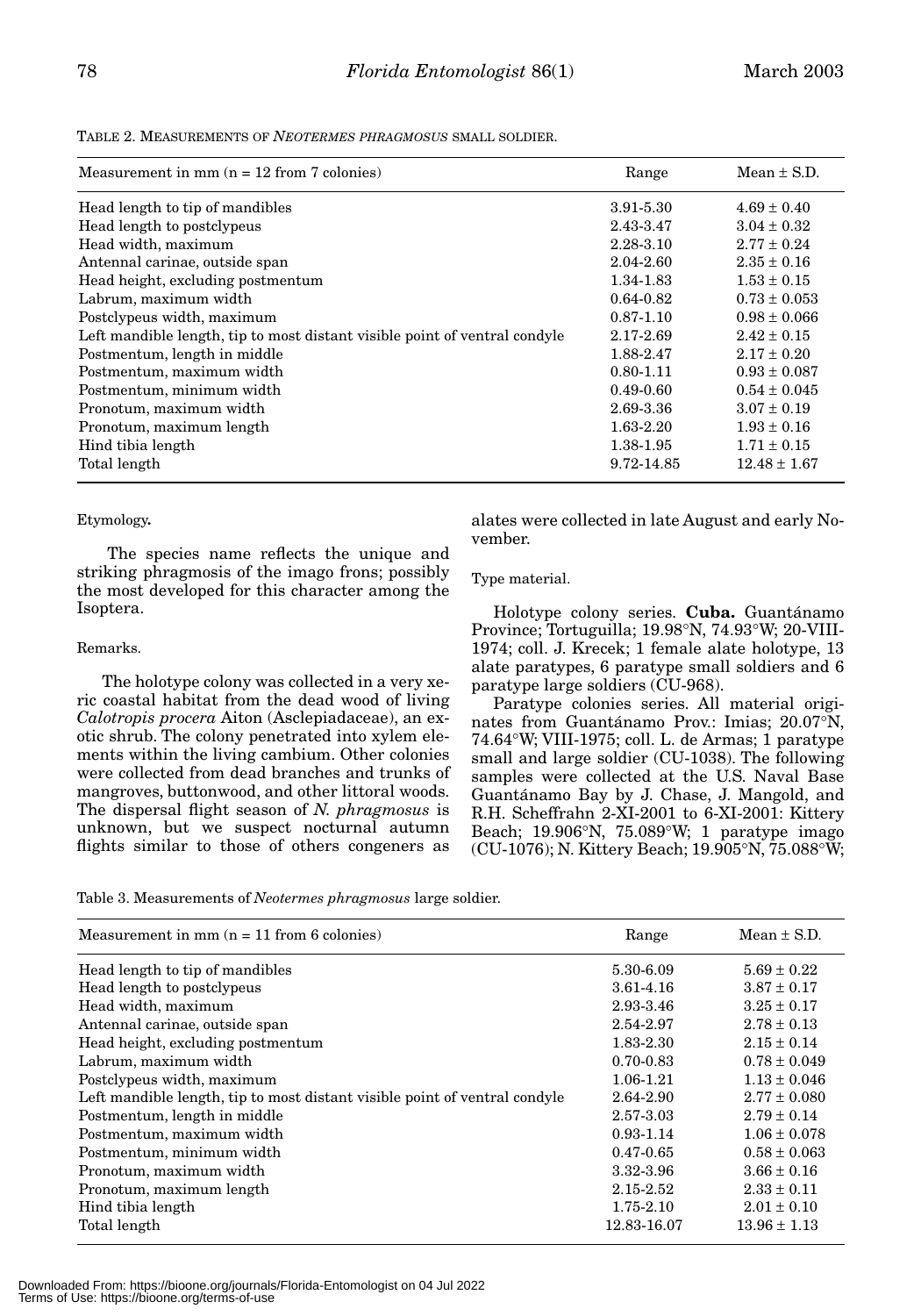TABLE 2. MEASUREMENTS OF *NEOTERMES PHRAGMOSUS* SMALL SOLDIER.

| Measurement in mm (n = 12 from 7 colonies) | Range | Mean ± S.D. |
|---|---|---|
| Head length to tip of mandibles | 3.91-5.30 | 4.69 ± 0.40 |
| Head length to postclypeus | 2.43-3.47 | 3.04 ± 0.32 |
| Head width, maximum | 2.28-3.10 | 2.77 ± 0.24 |
| Antennal carinae, outside span | 2.04-2.60 | 2.35 ± 0.16 |
| Head height, excluding postmentum | 1.34-1.83 | 1.53 ± 0.15 |
| Labrum, maximum width | 0.64-0.82 | 0.73 ± 0.053 |
| Postclypeus width, maximum | 0.87-1.10 | 0.98 ± 0.066 |
| Left mandible length, tip to most distant visible point of ventral condyle | 2.17-2.69 | 2.42 ± 0.15 |
| Postmentum, length in middle | 1.88-2.47 | 2.17 ± 0.20 |
| Postmentum, maximum width | 0.80-1.11 | 0.93 ± 0.087 |
| Postmentum, minimum width | 0.49-0.60 | 0.54 ± 0.045 |
| Pronotum, maximum width | 2.69-3.36 | 3.07 ± 0.19 |
| Pronotum, maximum length | 1.63-2.20 | 1.93 ± 0.16 |
| Hind tibia length | 1.38-1.95 | 1.71 ± 0.15 |
| Total length | 9.72-14.85 | 12.48 ± 1.67 |

Etymology**.**

The species name reflects the unique and striking phragmosis of the imago frons; possibly the most developed for this character among the Isoptera.

Remarks.

The holotype colony was collected in a very xeric coastal habitat from the dead wood of living *Calotropis procera* Aiton (Asclepiadaceae), an exotic shrub. The colony penetrated into xylem elements within the living cambium. Other colonies were collected from dead branches and trunks of mangroves, buttonwood, and other littoral woods. The dispersal flight season of *N. phragmosus* is unknown, but we suspect nocturnal autumn flights similar to those of others congeners as alates were collected in late August and early November.

Type material.

Holotype colony series. **Cuba.** Guantánamo Province; Tortuguilla; 19.98°N, 74.93°W; 20-VIII-1974; coll. J. Krecek; 1 female alate holotype, 13 alate paratypes, 6 paratype small soldiers and 6 paratype large soldiers (CU-968).

Paratype colonies series. All material originates from Guantánamo Prov.: Imias; 20.07°N, 74.64°W; VIII-1975; coll. L. de Armas; 1 paratype small and large soldier (CU-1038). The following samples were collected at the U.S. Naval Base Guantánamo Bay by J. Chase, J. Mangold, and R.H. Scheffrahn 2-XI-2001 to 6-XI-2001: Kittery Beach; 19.906°N, 75.089°W; 1 paratype imago (CU-1076); N. Kittery Beach; 19.905°N, 75.088°W;

Table 3. Measurements of *Neotermes phragmosus* large soldier.

| Measurement in mm (n = 11 from 6 colonies) | Range | Mean ± S.D. |
|---|---|---|
| Head length to tip of mandibles | 5.30-6.09 | 5.69 ± 0.22 |
| Head length to postclypeus | 3.61-4.16 | 3.87 ± 0.17 |
| Head width, maximum | 2.93-3.46 | 3.25 ± 0.17 |
| Antennal carinae, outside span | 2.54-2.97 | 2.78 ± 0.13 |
| Head height, excluding postmentum | 1.83-2.30 | 2.15 ± 0.14 |
| Labrum, maximum width | 0.70-0.83 | 0.78 ± 0.049 |
| Postclypeus width, maximum | 1.06-1.21 | 1.13 ± 0.046 |
| Left mandible length, tip to most distant visible point of ventral condyle | 2.64-2.90 | 2.77 ± 0.080 |
| Postmentum, length in middle | 2.57-3.03 | 2.79 ± 0.14 |
| Postmentum, maximum width | 0.93-1.14 | 1.06 ± 0.078 |
| Postmentum, minimum width | 0.47-0.65 | 0.58 ± 0.063 |
| Pronotum, maximum width | 3.32-3.96 | 3.66 ± 0.16 |
| Pronotum, maximum length | 2.15-2.52 | 2.33 ± 0.11 |
| Hind tibia length | 1.75-2.10 | 2.01 ± 0.10 |
| Total length | 12.83-16.07 | 13.96 ± 1.13 |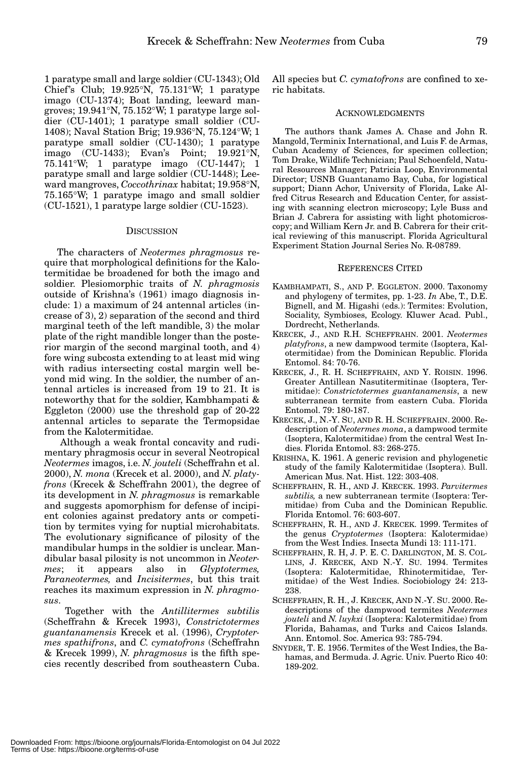1 paratype small and large soldier (CU-1343); Old Chief's Club; 19.925°N, 75.131°W; 1 paratype imago (CU-1374); Boat landing, leeward mangroves; 19.941°N, 75.152°W; 1 paratype large soldier (CU-1401); 1 paratype small soldier (CU-1408); Naval Station Brig; 19.936°N, 75.124°W; 1 paratype small soldier (CU-1430); 1 paratype imago (CU-1433); Evan's Point; 19.921°N, 75.141°W; 1 paratype imago (CU-1447); 1 paratype small and large soldier (CU-1448); Leeward mangroves, *Coccothrinax* habitat; 19.958°N, 75.165°W; 1 paratype imago and small soldier (CU-1521), 1 paratype large soldier (CU-1523).

## Discussion

The characters of *Neotermes phragmosus* require that morphological definitions for the Kalotermitidae be broadened for both the imago and soldier. Plesiomorphic traits of *N. phragmosis* outside of Krishna's (1961) imago diagnosis include: 1) a maximum of 24 antennal articles (increase of 3), 2) separation of the second and third marginal teeth of the left mandible, 3) the molar plate of the right mandible longer than the posterior margin of the second marginal tooth, and 4) fore wing subcosta extending to at least mid wing with radius intersecting costal margin well beyond mid wing. In the soldier, the number of antennal articles is increased from 19 to 21. It is noteworthy that for the soldier, Kambhampati & Eggleton (2000) use the threshold gap of 20-22 antennal articles to separate the Termopsidae from the Kalotermitidae.

Although a weak frontal concavity and rudimentary phragmosis occur in several Neotropical *Neotermes* imagos, i.e. *N. jouteli* (Scheffrahn et al. 2000), *N. mona* (Krecek et al. 2000), and *N. platyfrons* (Krecek & Scheffrahn 2001), the degree of its development in *N. phragmosus* is remarkable and suggests apomorphism for defense of incipient colonies against predatory ants or competition by termites vying for nuptial microhabitats. The evolutionary significance of pilosity of the mandibular humps in the soldier is unclear. Mandibular basal pilosity is not uncommon in *Neotermes*; it appears also in *Glyptotermes, Paraneotermes,* and *Incisitermes*, but this trait reaches its maximum expression in *N. phragmosus*.

Together with the *Antillitermes subtilis* (Scheffrahn & Krecek 1993), *Constrictotermes guantanamensis* Krecek et al. (1996), *Cryptotermes spathifrons*, and *C. cymatofrons* (Scheffrahn & Krecek 1999), *N. phragmosus* is the fifth species recently described from southeastern Cuba. All species but *C. cymatofrons* are confined to xeric habitats.

## Acknowledgments

The authors thank James A. Chase and John R. Mangold, Terminix International, and Luis F. de Armas, Cuban Academy of Sciences, for specimen collection; Tom Drake, Wildlife Technician; Paul Schoenfeld, Natural Resources Manager; Patricia Loop, Environmental Director; USNB Guantanamo Bay, Cuba, for logistical support; Diann Achor, University of Florida, Lake Alfred Citrus Research and Education Center, for assisting with scanning electron microscopy; Lyle Buss and Brian J. Cabrera for assisting with light photomicroscopy; and William Kern Jr. and B. Cabrera for their critical reviewing of this manuscript. Florida Agricultural Experiment Station Journal Series No. R-08789.

## References Cited

Kambhampati, S., and P. Eggleton. 2000. Taxonomy and phylogeny of termites, pp. 1-23. *In* Abe, T., D.E. Bignell, and M. Higashi (eds.): Termites: Evolution, Sociality, Symbioses, Ecology. Kluwer Acad. Publ., Dordrecht, Netherlands.

Krecek, J., and R.H. Scheffrahn. 2001. *Neotermes platyfrons*, a new dampwood termite (Isoptera, Kalotermitidae) from the Dominican Republic. Florida Entomol. 84: 70-76.

Krecek, J., R. H. Scheffrahn, and Y. Roisin. 1996. Greater Antillean Nasutitermitinae (Isoptera, Termitidae): *Constrictotermes guantanamensis*, a new subterranean termite from eastern Cuba. Florida Entomol. 79: 180-187.

Krecek, J., N.-Y. Su, and R. H. Scheffrahn. 2000. Redescription of *Neotermes mona*, a dampwood termite (Isoptera, Kalotermitidae) from the central West Indies. Florida Entomol. 83: 268-275.

Krishna, K. 1961. A generic revision and phylogenetic study of the family Kalotermitidae (Isoptera). Bull. American Mus. Nat. Hist. 122: 303-408.

Scheffrahn, R. H., and J. Krecek. 1993. *Parvitermes subtilis,* a new subterranean termite (Isoptera: Termitidae) from Cuba and the Dominican Republic. Florida Entomol. 76: 603-607.

Scheffrahn, R. H., and J. Krecek. 1999. Termites of the genus *Cryptotermes* (Isoptera: Kalotermidae) from the West Indies. Insecta Mundi 13: 111-171.

Scheffrahn, R. H, J. P. E. C. Darlington, M. S. Collins, J. Krecek, and N.-Y. Su. 1994. Termites (Isoptera: Kalotermitidae, Rhinotermitidae, Termitidae) of the West Indies. Sociobiology 24: 213-238.

Scheffrahn, R. H., J. Krecek, and N.-Y. Su. 2000. Redescriptions of the dampwood termites *Neotermes jouteli* and *N. luykxi* (Isoptera: Kalotermitidae) from Florida, Bahamas, and Turks and Caicos Islands. Ann. Entomol. Soc. America 93: 785-794.

Snyder, T. E. 1956. Termites of the West Indies, the Bahamas, and Bermuda. J. Agric. Univ. Puerto Rico 40: 189-202.